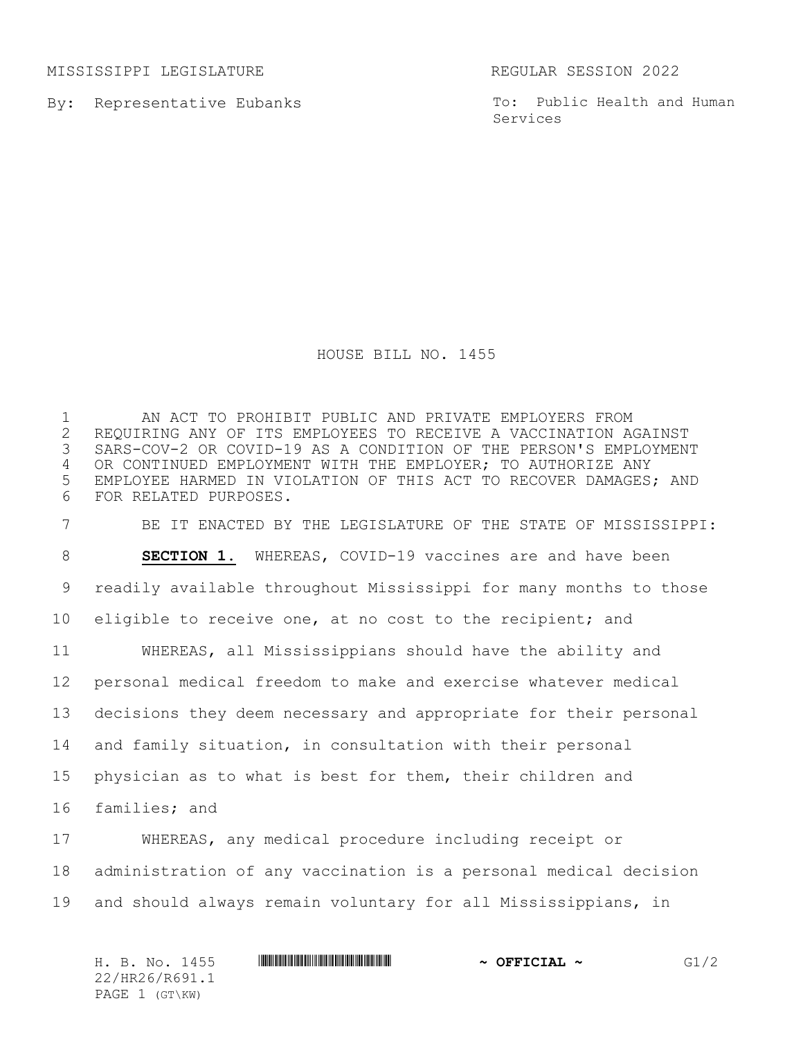MISSISSIPPI LEGISLATURE REGULAR SESSION 2022

By: Representative Eubanks

To: Public Health and Human Services

# HOUSE BILL NO. 1455

AN ACT TO PROHIBIT PUBLIC AND PRIVATE EMPLOYERS FROM REQUIRING ANY OF ITS EMPLOYEES TO RECEIVE A VACCINATION AGAINST SARS-COV-2 OR COVID-19 AS A CONDITION OF THE PERSON'S EMPLOYMENT OR CONTINUED EMPLOYMENT WITH THE EMPLOYER; TO AUTHORIZE ANY EMPLOYEE HARMED IN VIOLATION OF THIS ACT TO RECOVER DAMAGES; AND FOR RELATED PURPOSES.

BE IT ENACTED BY THE LEGISLATURE OF THE STATE OF MISSISSIPPI:

**SECTION 1.** WHEREAS, COVID-19 vaccines are and have been readily available throughout Mississippi for many months to those eligible to receive one, at no cost to the recipient; and

WHEREAS, all Mississippians should have the ability and personal medical freedom to make and exercise whatever medical decisions they deem necessary and appropriate for their personal and family situation, in consultation with their personal physician as to what is best for them, their children and families; and

WHEREAS, any medical procedure including receipt or administration of any vaccination is a personal medical decision and should always remain voluntary for all Mississippians, in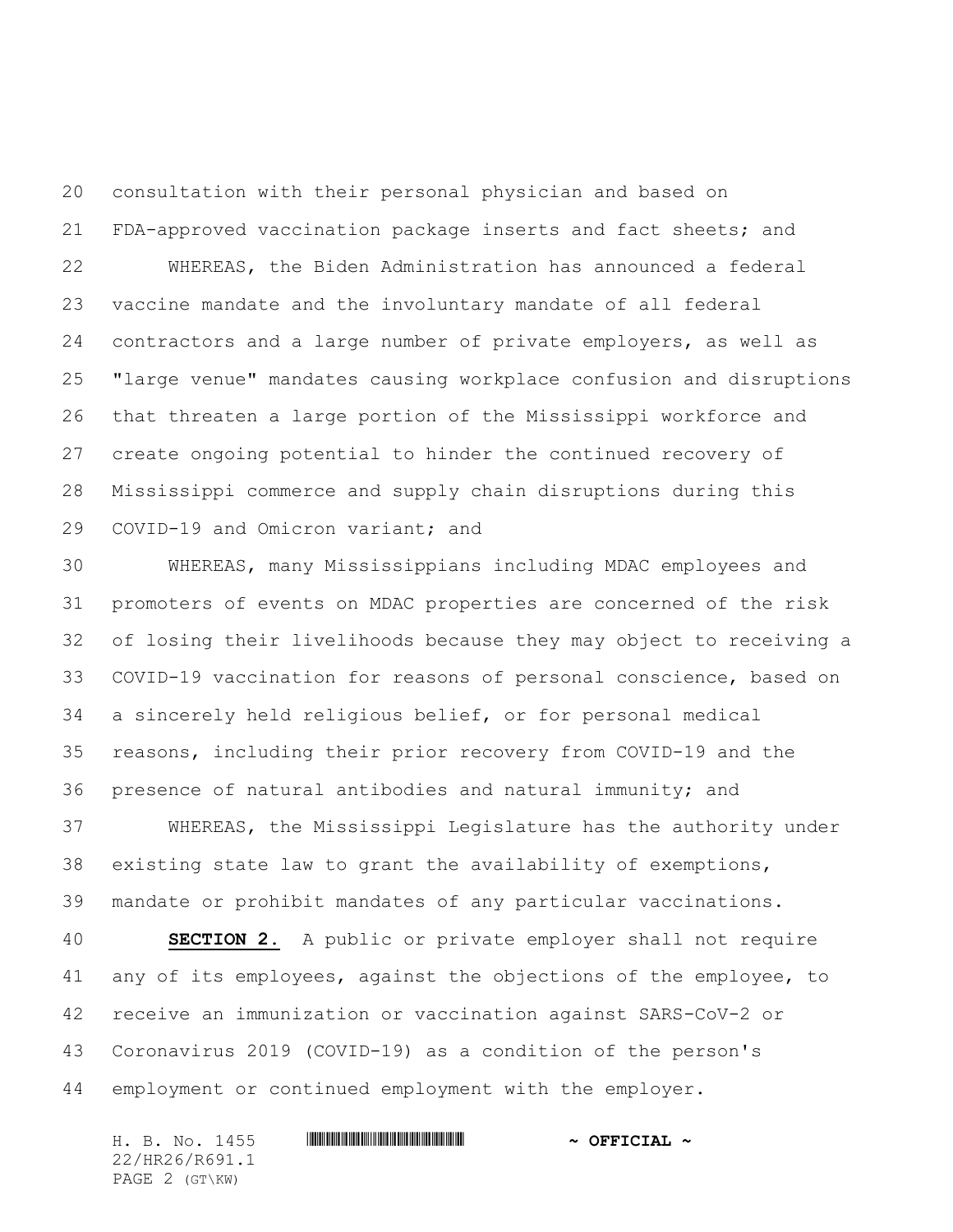consultation with their personal physician and based on FDA-approved vaccination package inserts and fact sheets; and

WHEREAS, the Biden Administration has announced a federal vaccine mandate and the involuntary mandate of all federal contractors and a large number of private employers, as well as "large venue" mandates causing workplace confusion and disruptions that threaten a large portion of the Mississippi workforce and create ongoing potential to hinder the continued recovery of Mississippi commerce and supply chain disruptions during this COVID-19 and Omicron variant; and

WHEREAS, many Mississippians including MDAC employees and promoters of events on MDAC properties are concerned of the risk of losing their livelihoods because they may object to receiving a COVID-19 vaccination for reasons of personal conscience, based on a sincerely held religious belief, or for personal medical reasons, including their prior recovery from COVID-19 and the presence of natural antibodies and natural immunity; and

WHEREAS, the Mississippi Legislature has the authority under existing state law to grant the availability of exemptions, mandate or prohibit mandates of any particular vaccinations.

**SECTION 2.** A public or private employer shall not require any of its employees, against the objections of the employee, to receive an immunization or vaccination against SARS-CoV-2 or Coronavirus 2019 (COVID-19) as a condition of the person's employment or continued employment with the employer.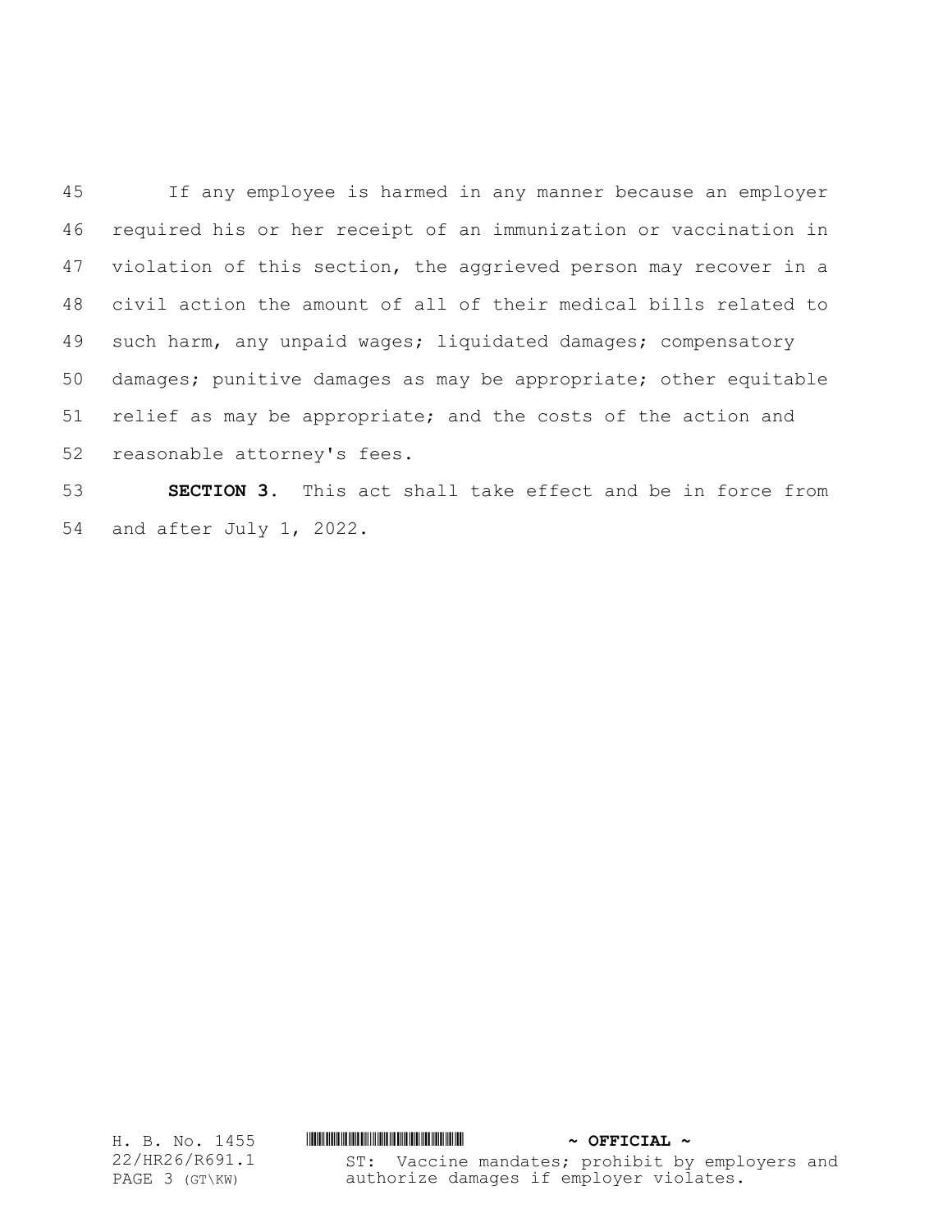If any employee is harmed in any manner because an employer required his or her receipt of an immunization or vaccination in violation of this section, the aggrieved person may recover in a civil action the amount of all of their medical bills related to such harm, any unpaid wages; liquidated damages; compensatory damages; punitive damages as may be appropriate; other equitable relief as may be appropriate; and the costs of the action and reasonable attorney's fees.

**SECTION 3.** This act shall take effect and be in force from and after July 1, 2022.